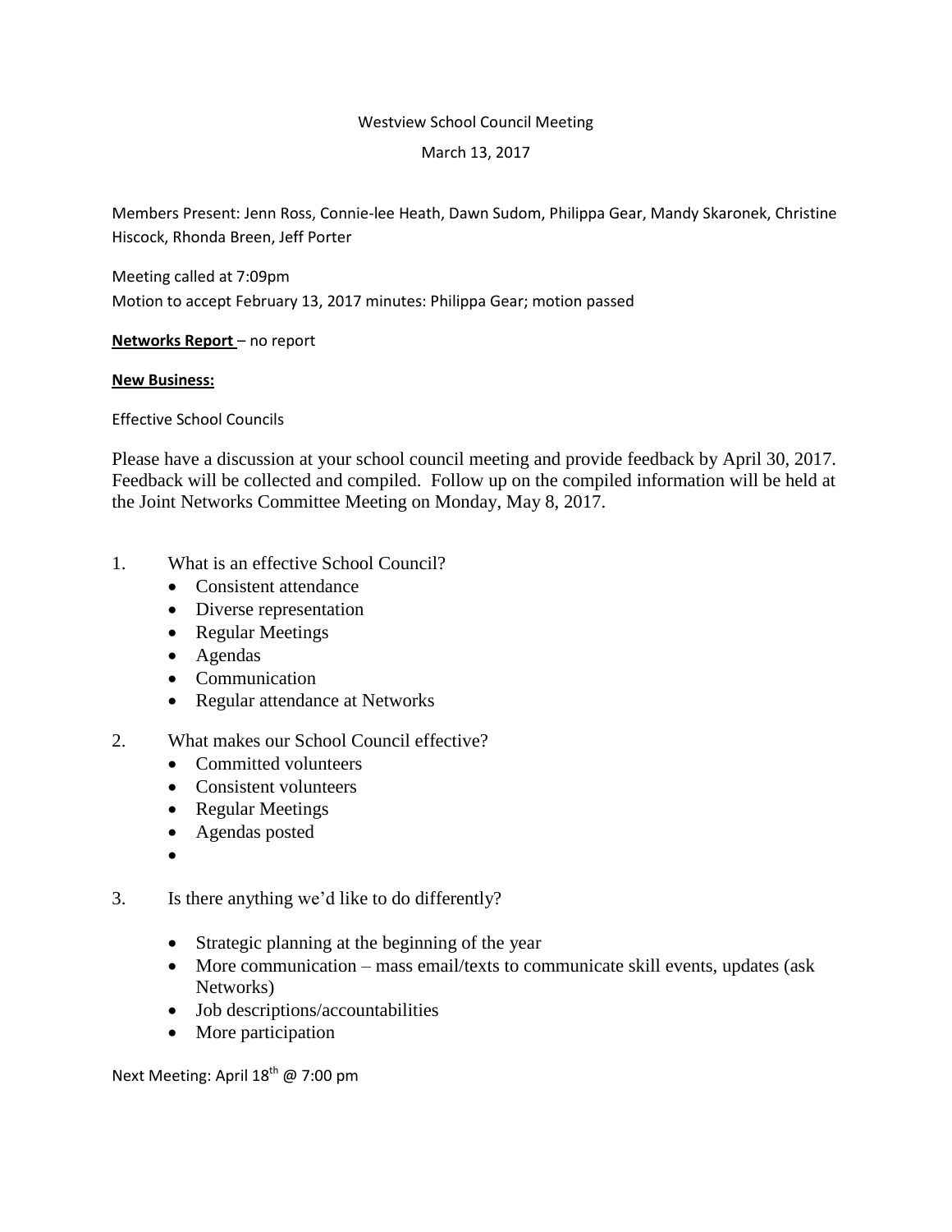Westview School Council Meeting

March 13, 2017

Members Present: Jenn Ross, Connie-lee Heath, Dawn Sudom, Philippa Gear, Mandy Skaronek, Christine Hiscock, Rhonda Breen, Jeff Porter

Meeting called at 7:09pm

Motion to accept February 13, 2017 minutes: Philippa Gear; motion passed

**Networks Report** – no report

**New Business:**

Effective School Councils

Please have a discussion at your school council meeting and provide feedback by April 30, 2017. Feedback will be collected and compiled. Follow up on the compiled information will be held at the Joint Networks Committee Meeting on Monday, May 8, 2017.

1. What is an effective School Council?
   - Consistent attendance
   - Diverse representation
   - Regular Meetings
   - Agendas
   - Communication
   - Regular attendance at Networks

2. What makes our School Council effective?
   - Committed volunteers
   - Consistent volunteers
   - Regular Meetings
   - Agendas posted
   -

3. Is there anything we'd like to do differently?
   - Strategic planning at the beginning of the year
   - More communication – mass email/texts to communicate skill events, updates (ask Networks)
   - Job descriptions/accountabilities
   - More participation

Next Meeting: April 18th @ 7:00 pm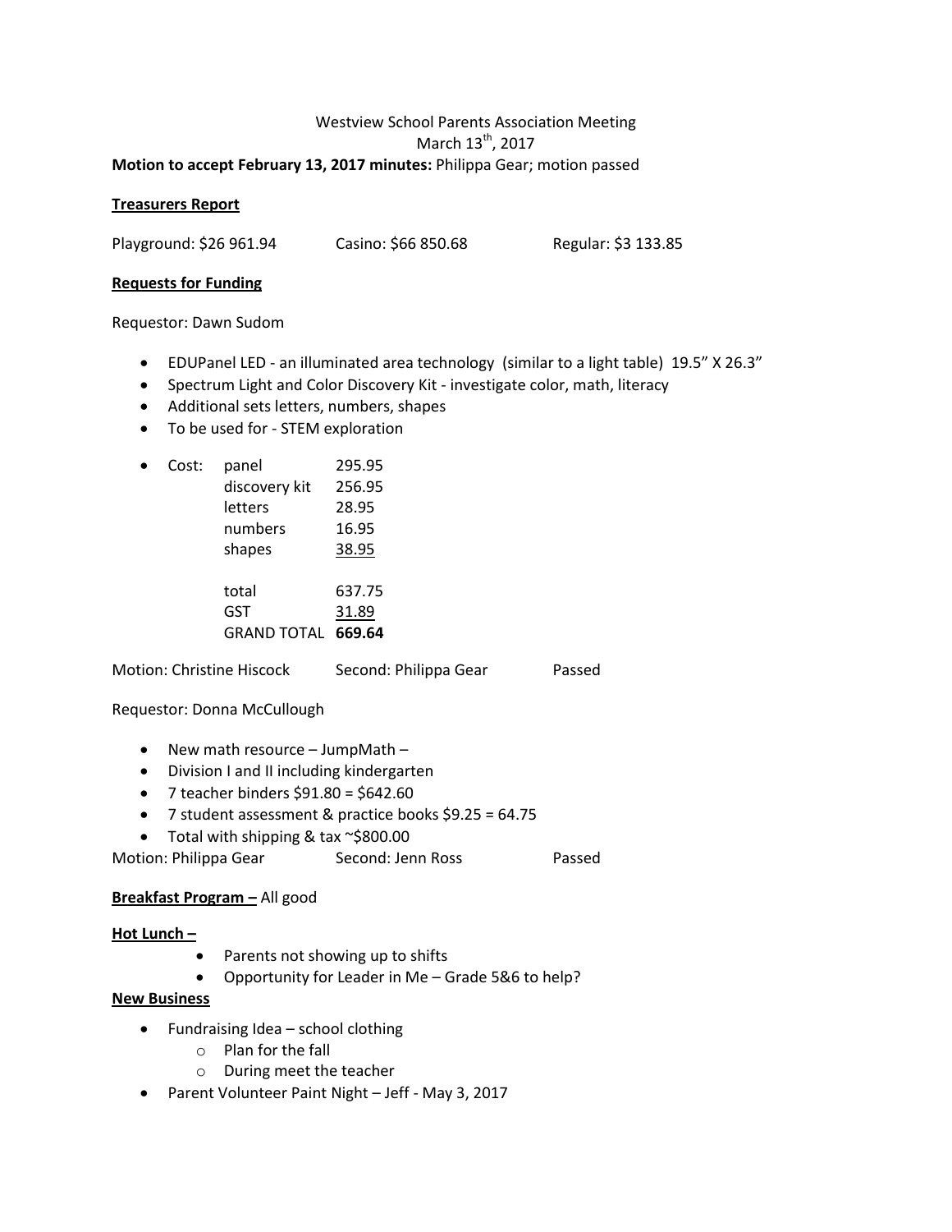Westview School Parents Association Meeting
March 13th, 2017

**Motion to accept February 13, 2017 minutes:** Philippa Gear; motion passed

**Treasurers Report**

Playground: $26 961.94    Casino: $66 850.68    Regular: $3 133.85

**Requests for Funding**

Requestor: Dawn Sudom

- EDUPanel LED - an illuminated area technology (similar to a light table) 19.5" X 26.3"
- Spectrum Light and Color Discovery Kit - investigate color, math, literacy
- Additional sets letters, numbers, shapes
- To be used for - STEM exploration
- Cost:

| | |
|---|---|
| panel | 295.95 |
| discovery kit | 256.95 |
| letters | 28.95 |
| numbers | 16.95 |
| shapes | 38.95 |
| total | 637.75 |
| GST | 31.89 |
| GRAND TOTAL | **669.64** |

Motion: Christine Hiscock    Second: Philippa Gear    Passed

Requestor: Donna McCullough

- New math resource – JumpMath –
- Division I and II including kindergarten
- 7 teacher binders $91.80 = $642.60
- 7 student assessment & practice books $9.25 = 64.75
- Total with shipping & tax ~$800.00

Motion: Philippa Gear    Second: Jenn Ross    Passed

**Breakfast Program –** All good

**Hot Lunch –**

- Parents not showing up to shifts
- Opportunity for Leader in Me – Grade 5&6 to help?

**New Business**

- Fundraising Idea – school clothing
  - Plan for the fall
  - During meet the teacher
- Parent Volunteer Paint Night – Jeff - May 3, 2017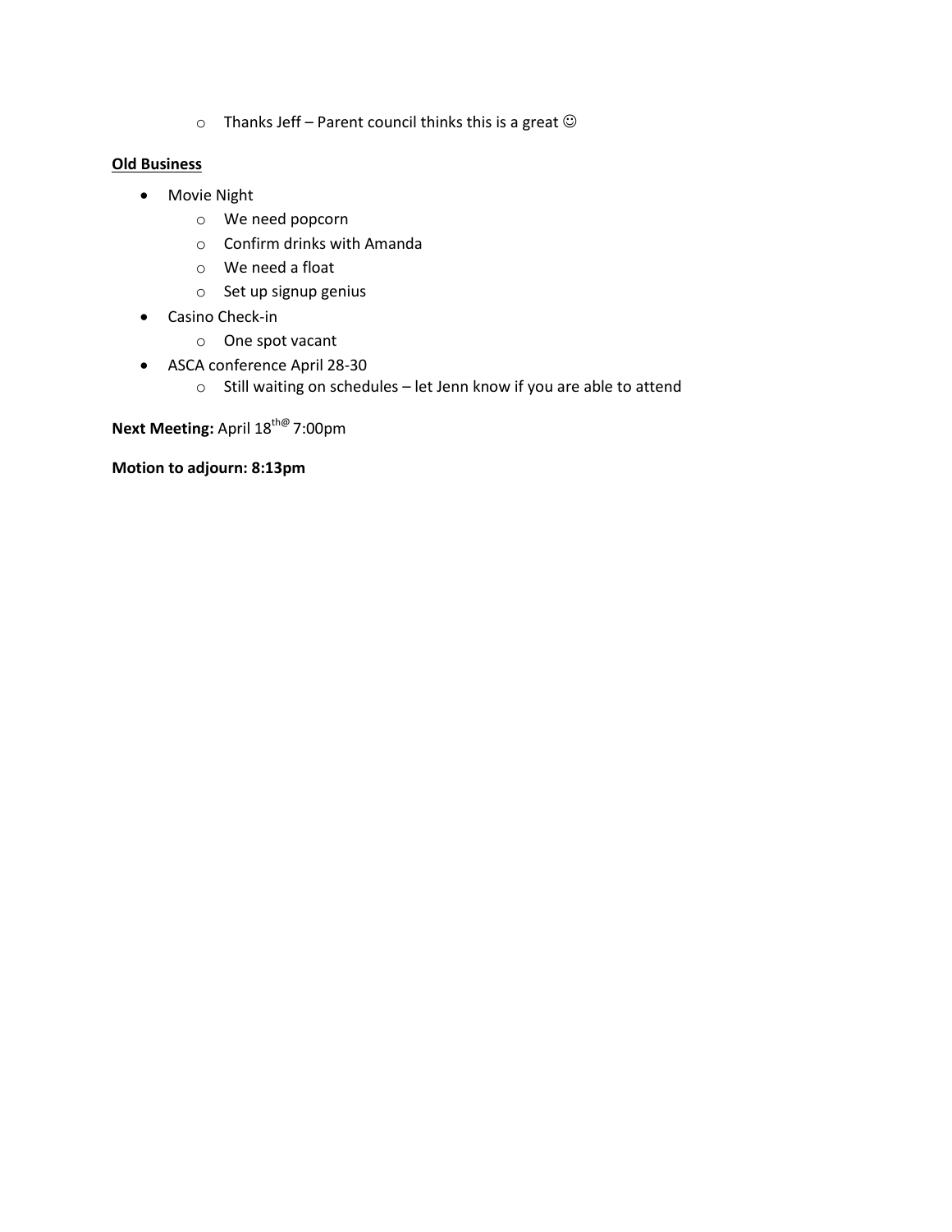- Thanks Jeff – Parent council thinks this is a great ☺

**Old Business**

- Movie Night
  - We need popcorn
  - Confirm drinks with Amanda
  - We need a float
  - Set up signup genius
- Casino Check-in
  - One spot vacant
- ASCA conference April 28-30
  - Still waiting on schedules – let Jenn know if you are able to attend

**Next Meeting:** April 18th@ 7:00pm

**Motion to adjourn: 8:13pm**